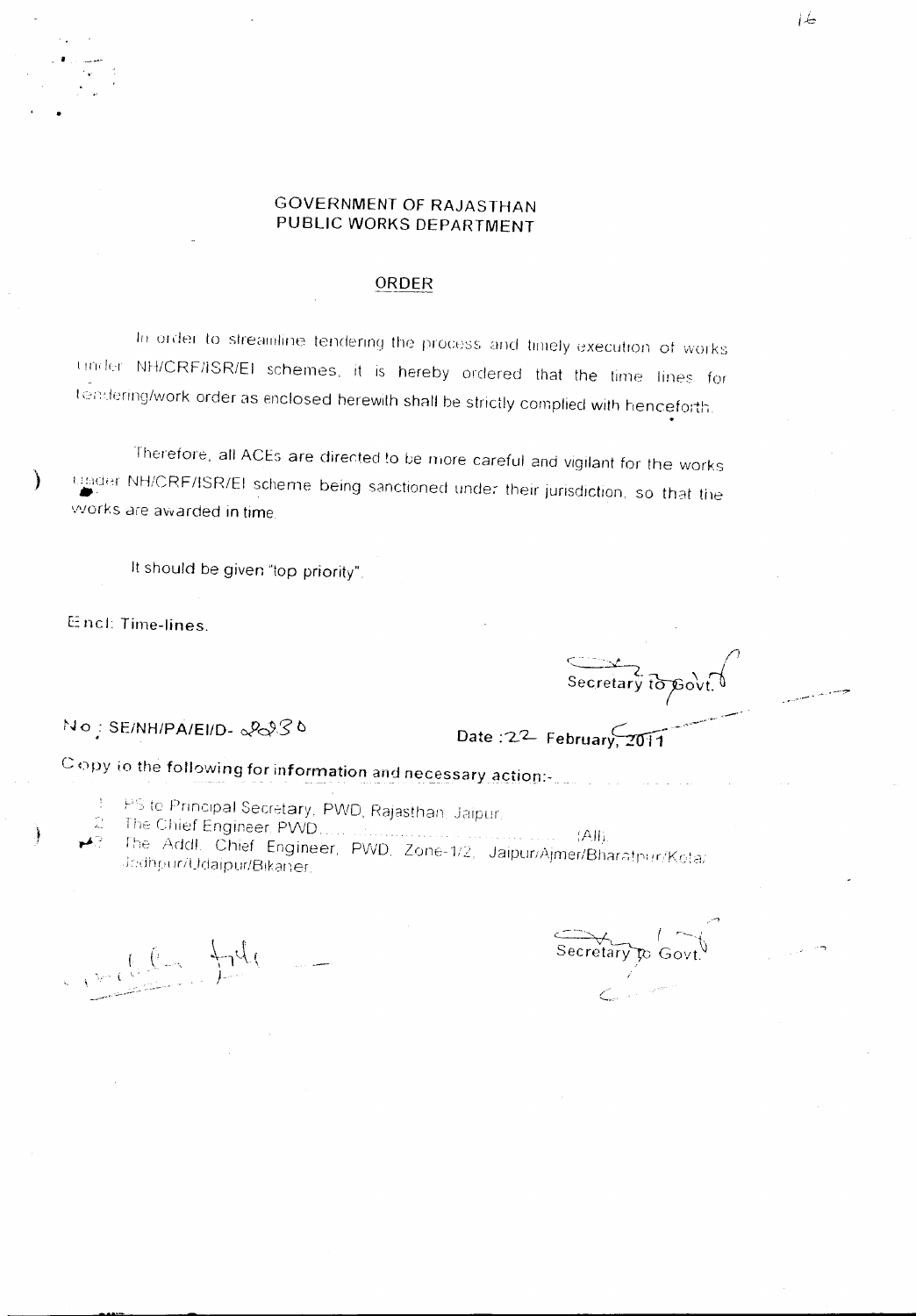# GOVERNMENT OF RAJASTHAN
# PUBLIC WORKS DEPARTMENT

## ORDER

In order to streamline tendering the process and timely execution of works under NH/CRF/ISR/EI schemes, it is hereby ordered that the time lines for tendering/work order as enclosed herewith shall be strictly complied with henceforth.

Therefore, all ACEs are directed to be more careful and vigilant for the works under NH/CRF/ISR/EI scheme being sanctioned under their jurisdiction, so that the works are awarded in time.

It should be given "top priority".

Encl: Time-lines.

Secretary to Govt.

No.: SE/NH/PA/EI/D- 2230

Date : 22 February, 2011

Copy to the following for information and necessary action:-

1. PS to Principal Secretary, PWD, Rajasthan, Jaipur.
2. The Chief Engineer PWD.............................................(All).
3. The Addl. Chief Engineer, PWD, Zone-1/2, Jaipur/Ajmer/Bharatpur/Kota/Jodhpur/Udaipur/Bikaner.

Secretary to Govt.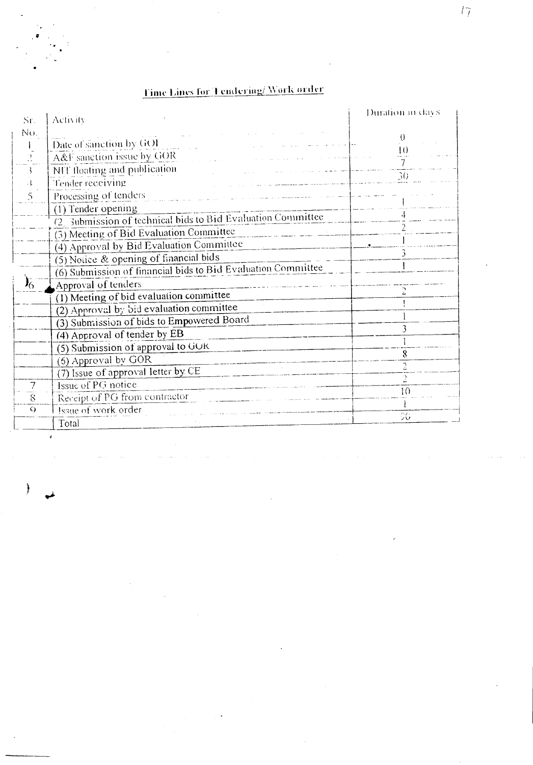## Time Lines for Tendering/ Work order

| Sr. No. | Activity | Duration in days |
|---|---|---|
| 1 | Date of sanction by GOI | 0 |
| 2 | A&F sanction issue by GOR | 10 |
| 3 | NIT floating and publication | 7 |
| 4 | Tender receiving | 30 |
| 5 | Processing of tenders | |
| | (1) Tender opening | 1 |
| | (2) Submission of technical bids to Bid Evaluation Committee | 4 |
| | (3) Meeting of Bid Evaluation Committee | 2 |
| | (4) Approval by Bid Evaluation Committee | 1 |
| | (5) Notice & opening of financial bids | 3 |
| | (6) Submission of financial bids to Bid Evaluation Committee | 1 |
| 6 | Approval of tenders | |
| | (1) Meeting of bid evaluation committee | 2 |
| | (2) Approval by bid evaluation committee | 1 |
| | (3) Submission of bids to Empowered Board | 1 |
| | (4) Approval of tender by EB | 3 |
| | (5) Submission of approval to GOR | 1 |
| | (6) Approval by GOR | 8 |
| | (7) Issue of approval letter by CE | 2 |
| 7 | Issue of PG notice | 2 |
| 8 | Receipt of PG from contractor | 10 |
| 9 | Issue of work order | 1 |
| | Total | 90 |